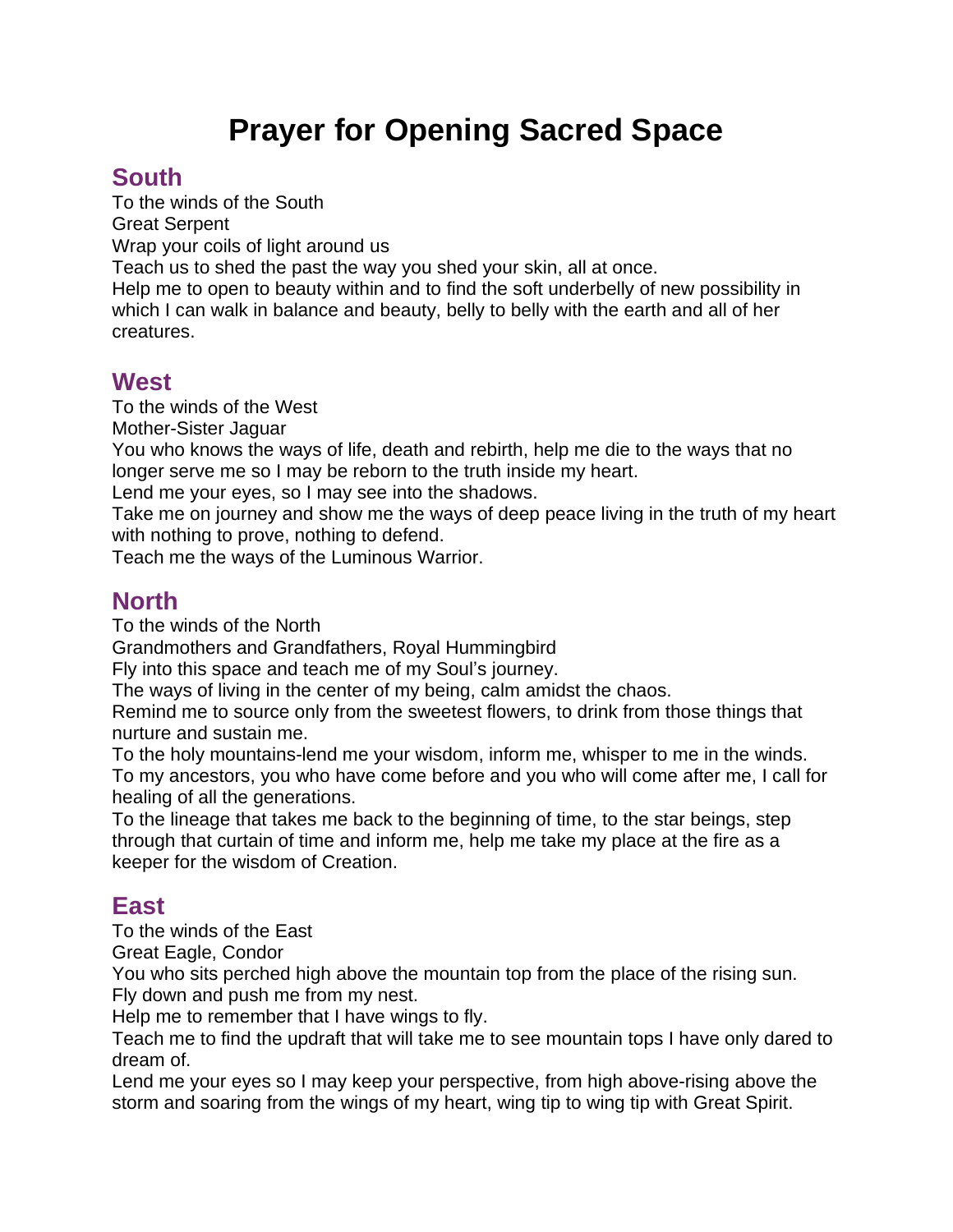# Prayer for Opening Sacred Space

## South

To the winds of the South
Great Serpent
Wrap your coils of light around us
Teach us to shed the past the way you shed your skin, all at once.
Help me to open to beauty within and to find the soft underbelly of new possibility in which I can walk in balance and beauty, belly to belly with the earth and all of her creatures.

## West

To the winds of the West
Mother-Sister Jaguar
You who knows the ways of life, death and rebirth, help me die to the ways that no longer serve me so I may be reborn to the truth inside my heart.
Lend me your eyes, so I may see into the shadows.
Take me on journey and show me the ways of deep peace living in the truth of my heart with nothing to prove, nothing to defend.
Teach me the ways of the Luminous Warrior.

## North

To the winds of the North
Grandmothers and Grandfathers, Royal Hummingbird
Fly into this space and teach me of my Soul's journey.
The ways of living in the center of my being, calm amidst the chaos.
Remind me to source only from the sweetest flowers, to drink from those things that nurture and sustain me.
To the holy mountains-lend me your wisdom, inform me, whisper to me in the winds.
To my ancestors, you who have come before and you who will come after me, I call for healing of all the generations.
To the lineage that takes me back to the beginning of time, to the star beings, step through that curtain of time and inform me, help me take my place at the fire as a keeper for the wisdom of Creation.

## East

To the winds of the East
Great Eagle, Condor
You who sits perched high above the mountain top from the place of the rising sun.
Fly down and push me from my nest.
Help me to remember that I have wings to fly.
Teach me to find the updraft that will take me to see mountain tops I have only dared to dream of.
Lend me your eyes so I may keep your perspective, from high above-rising above the storm and soaring from the wings of my heart, wing tip to wing tip with Great Spirit.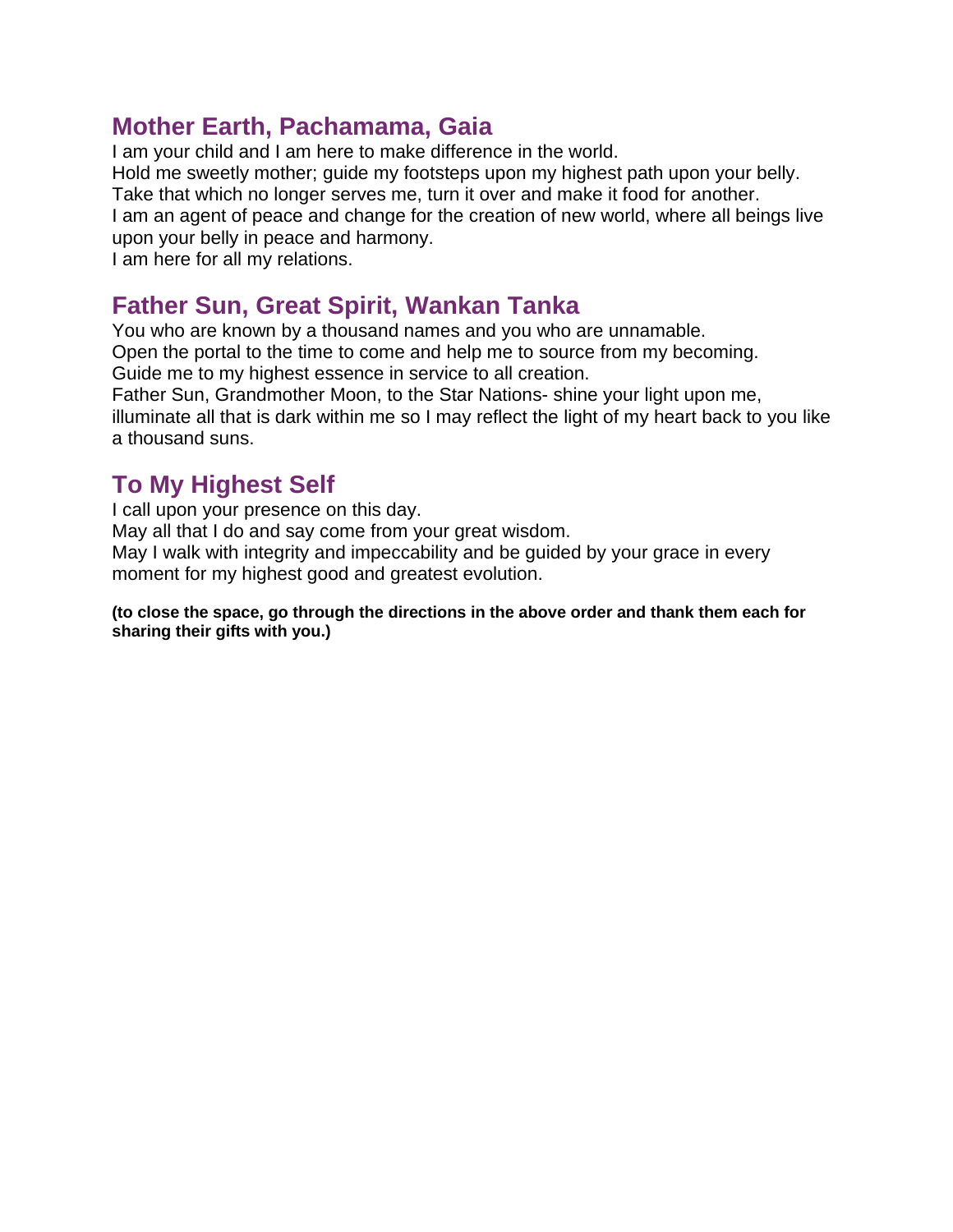## Mother Earth, Pachamama, Gaia

I am your child and I am here to make difference in the world.
Hold me sweetly mother; guide my footsteps upon my highest path upon your belly.
Take that which no longer serves me, turn it over and make it food for another.
I am an agent of peace and change for the creation of new world, where all beings live upon your belly in peace and harmony.
I am here for all my relations.

## Father Sun, Great Spirit, Wankan Tanka

You who are known by a thousand names and you who are unnamable.
Open the portal to the time to come and help me to source from my becoming.
Guide me to my highest essence in service to all creation.
Father Sun, Grandmother Moon, to the Star Nations- shine your light upon me, illuminate all that is dark within me so I may reflect the light of my heart back to you like a thousand suns.

## To My Highest Self

I call upon your presence on this day.
May all that I do and say come from your great wisdom.
May I walk with integrity and impeccability and be guided by your grace in every moment for my highest good and greatest evolution.

**(to close the space, go through the directions in the above order and thank them each for sharing their gifts with you.)**